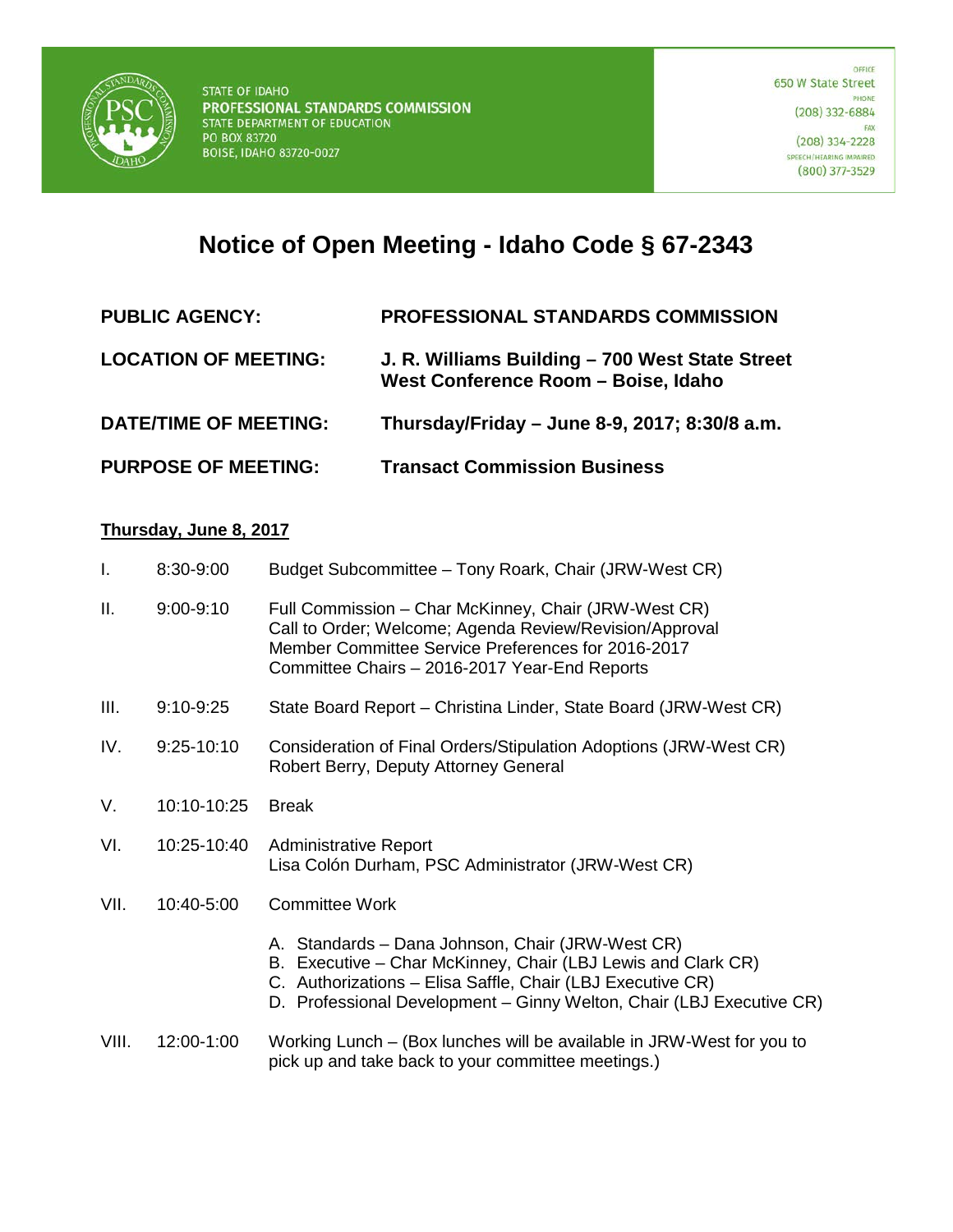STATE OF IDAHO
**PROFESSIONAL STANDARDS COMMISSION**
STATE DEPARTMENT OF EDUCATION
PO BOX 83720
BOISE, IDAHO 83720-0027

OFFICE
650 W State Street
PHONE
(208) 332-6884
FAX
(208) 334-2228
SPEECH/HEARING IMPAIRED
(800) 377-3529

# Notice of Open Meeting - Idaho Code § 67-2343

| | |
|---|---|
| **PUBLIC AGENCY:** | **PROFESSIONAL STANDARDS COMMISSION** |
| **LOCATION OF MEETING:** | **J. R. Williams Building – 700 West State Street West Conference Room – Boise, Idaho** |
| **DATE/TIME OF MEETING:** | **Thursday/Friday – June 8-9, 2017; 8:30/8 a.m.** |
| **PURPOSE OF MEETING:** | **Transact Commission Business** |

**Thursday, June 8, 2017**

| | | |
|---|---|---|
| I. | 8:30-9:00 | Budget Subcommittee – Tony Roark, Chair (JRW-West CR) |
| II. | 9:00-9:10 | Full Commission – Char McKinney, Chair (JRW-West CR)<br>Call to Order; Welcome; Agenda Review/Revision/Approval<br>Member Committee Service Preferences for 2016-2017<br>Committee Chairs – 2016-2017 Year-End Reports |
| III. | 9:10-9:25 | State Board Report – Christina Linder, State Board (JRW-West CR) |
| IV. | 9:25-10:10 | Consideration of Final Orders/Stipulation Adoptions (JRW-West CR)<br>Robert Berry, Deputy Attorney General |
| V. | 10:10-10:25 | Break |
| VI. | 10:25-10:40 | Administrative Report<br>Lisa Colón Durham, PSC Administrator (JRW-West CR) |
| VII. | 10:40-5:00 | Committee Work<br>A. Standards – Dana Johnson, Chair (JRW-West CR)<br>B. Executive – Char McKinney, Chair (LBJ Lewis and Clark CR)<br>C. Authorizations – Elisa Saffle, Chair (LBJ Executive CR)<br>D. Professional Development – Ginny Welton, Chair (LBJ Executive CR) |
| VIII. | 12:00-1:00 | Working Lunch – (Box lunches will be available in JRW-West for you to pick up and take back to your committee meetings.) |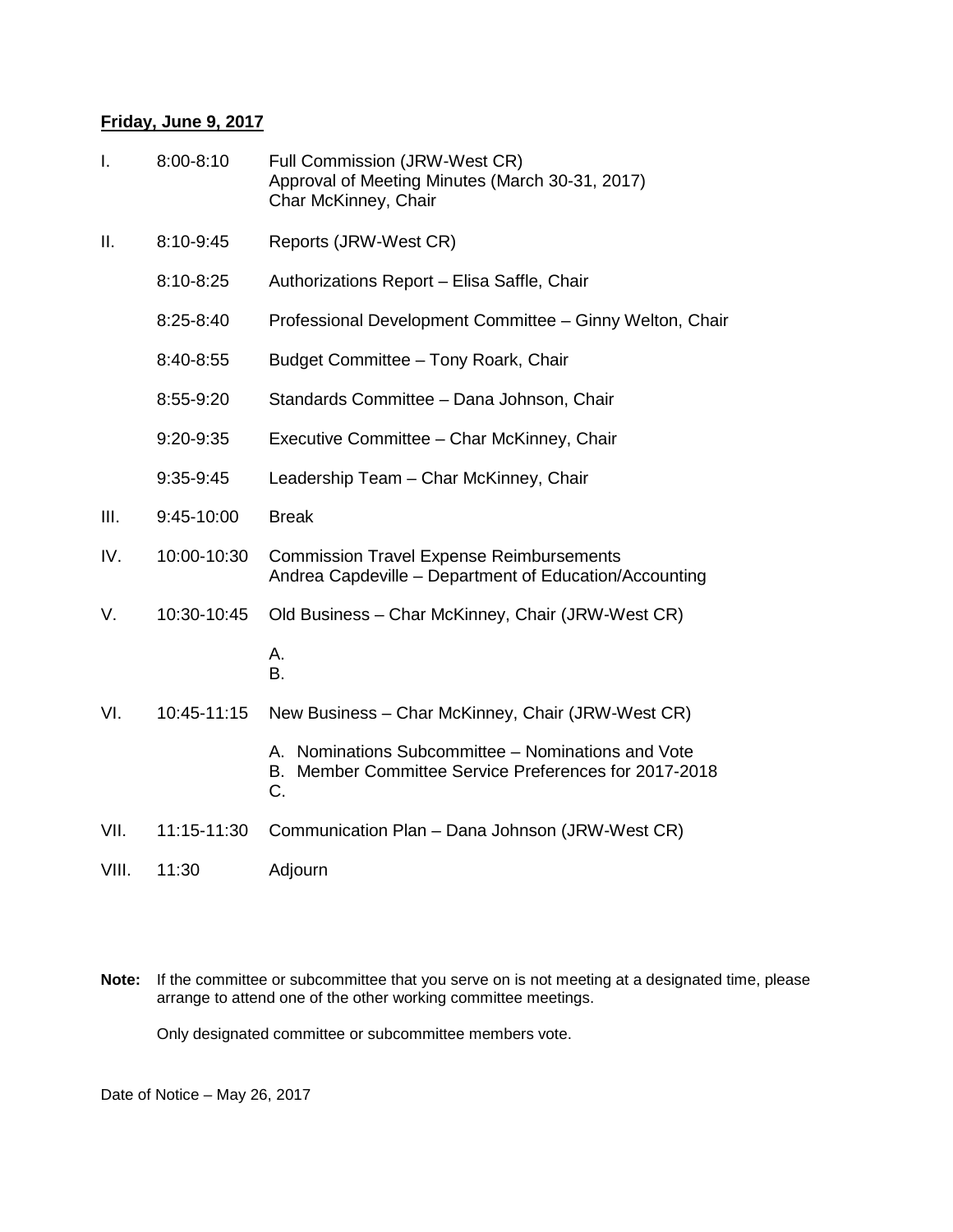**Friday, June 9, 2017**

| | | |
|---|---|---|
| I. | 8:00-8:10 | Full Commission (JRW-West CR)<br>Approval of Meeting Minutes (March 30-31, 2017)<br>Char McKinney, Chair |
| II. | 8:10-9:45 | Reports (JRW-West CR) |
| | 8:10-8:25 | Authorizations Report – Elisa Saffle, Chair |
| | 8:25-8:40 | Professional Development Committee – Ginny Welton, Chair |
| | 8:40-8:55 | Budget Committee – Tony Roark, Chair |
| | 8:55-9:20 | Standards Committee – Dana Johnson, Chair |
| | 9:20-9:35 | Executive Committee – Char McKinney, Chair |
| | 9:35-9:45 | Leadership Team – Char McKinney, Chair |
| III. | 9:45-10:00 | Break |
| IV. | 10:00-10:30 | Commission Travel Expense Reimbursements<br>Andrea Capdeville – Department of Education/Accounting |
| V. | 10:30-10:45 | Old Business – Char McKinney, Chair (JRW-West CR)<br>A.<br>B. |
| VI. | 10:45-11:15 | New Business – Char McKinney, Chair (JRW-West CR)<br>A. Nominations Subcommittee – Nominations and Vote<br>B. Member Committee Service Preferences for 2017-2018<br>C. |
| VII. | 11:15-11:30 | Communication Plan – Dana Johnson (JRW-West CR) |
| VIII. | 11:30 | Adjourn |

**Note:** If the committee or subcommittee that you serve on is not meeting at a designated time, please arrange to attend one of the other working committee meetings.

Only designated committee or subcommittee members vote.

Date of Notice – May 26, 2017